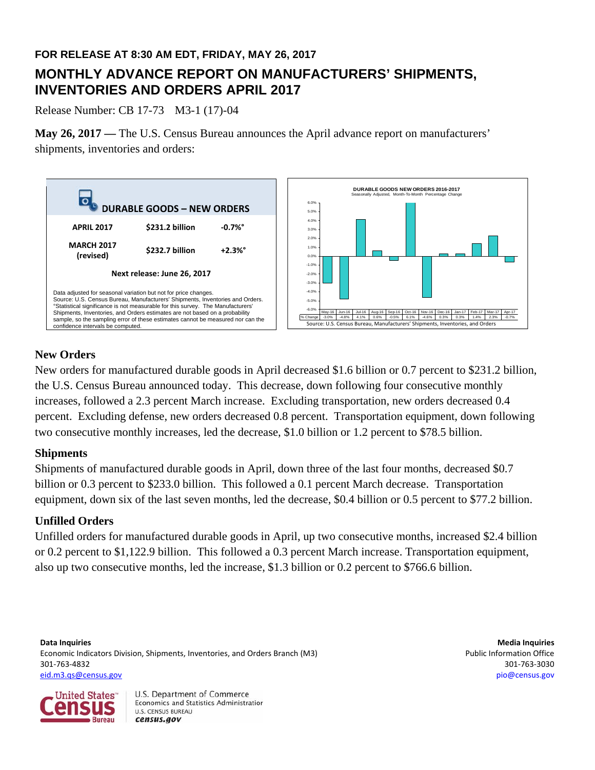**FOR RELEASE AT 8:30 AM EDT, FRIDAY, MAY 26, 2017**

# MONTHLY ADVANCE REPORT ON MANUFACTURERS' SHIPMENTS, INVENTORIES AND ORDERS APRIL 2017

Release Number: CB 17-73 M3-1 (17)-04

**May 26, 2017 —** The U.S. Census Bureau announces the April advance report on manufacturers' shipments, inventories and orders:

**DURABLE GOODS – NEW ORDERS**

| | | |
|---|---|---|
| **APRIL 2017** | **$231.2 billion** | **-0.7%°** |
| **MARCH 2017 (revised)** | **$232.7 billion** | **+2.3%°** |

**Next release: June 26, 2017**

Data adjusted for seasonal variation but not for price changes.
Source: U.S. Census Bureau, Manufacturers' Shipments, Inventories and Orders.
°Statistical significance is not measurable for this survey. The Manufacturers' Shipments, Inventories, and Orders estimates are not based on a probability sample, so the sampling error of these estimates cannot be measured nor can the confidence intervals be computed.

**DURABLE GOODS NEW ORDERS 2016-2017**
Seasonally Adjusted, Month-To-Month Percentage Change

| | May-16 | Jun-16 | Jul-16 | Aug-16 | Sep-16 | Oct-16 | Nov-16 | Dec-16 | Jan-17 | Feb-17 | Mar-17 | Apr-17 |
|---|---|---|---|---|---|---|---|---|---|---|---|---|
| % Change | -3.0% | -4.8% | 4.1% | 0.6% | -0.5% | 6.1% | -4.6% | 0.3% | 0.3% | 1.4% | 2.3% | -0.7% |

Source: U.S. Census Bureau, Manufacturers' Shipments, Inventories, and Orders

## New Orders

New orders for manufactured durable goods in April decreased $1.6 billion or 0.7 percent to $231.2 billion, the U.S. Census Bureau announced today. This decrease, down following four consecutive monthly increases, followed a 2.3 percent March increase. Excluding transportation, new orders decreased 0.4 percent. Excluding defense, new orders decreased 0.8 percent. Transportation equipment, down following two consecutive monthly increases, led the decrease, $1.0 billion or 1.2 percent to $78.5 billion.

## Shipments

Shipments of manufactured durable goods in April, down three of the last four months, decreased $0.7 billion or 0.3 percent to $233.0 billion. This followed a 0.1 percent March decrease. Transportation equipment, down six of the last seven months, led the decrease, $0.4 billion or 0.5 percent to $77.2 billion.

## Unfilled Orders

Unfilled orders for manufactured durable goods in April, up two consecutive months, increased $2.4 billion or 0.2 percent to $1,122.9 billion. This followed a 0.3 percent March increase. Transportation equipment, also up two consecutive months, led the increase, $1.3 billion or 0.2 percent to $766.6 billion.

**Data Inquiries**
Economic Indicators Division, Shipments, Inventories, and Orders Branch (M3)
301-763-4832
eid.m3.qs@census.gov

**Media Inquiries**
Public Information Office
301-763-3030
pio@census.gov

U.S. Department of Commerce
Economics and Statistics Administration
U.S. CENSUS BUREAU
census.gov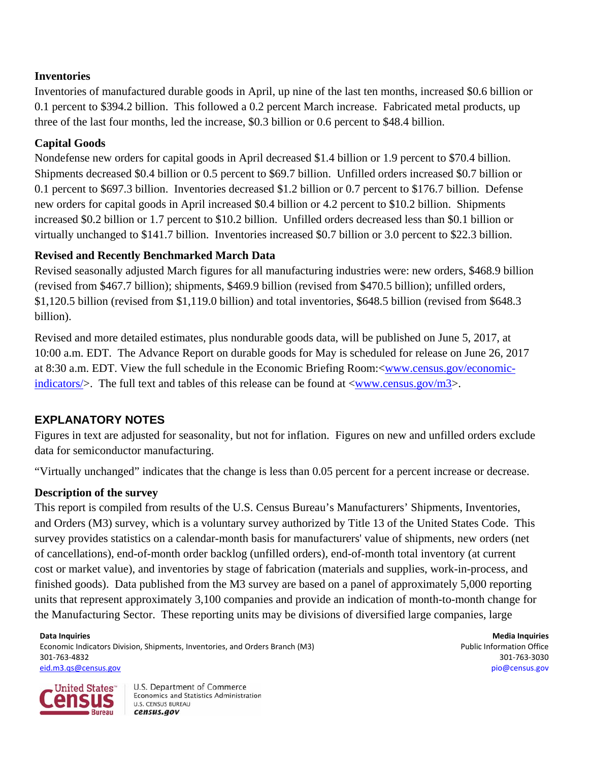### Inventories

Inventories of manufactured durable goods in April, up nine of the last ten months, increased $0.6 billion or 0.1 percent to $394.2 billion. This followed a 0.2 percent March increase. Fabricated metal products, up three of the last four months, led the increase, $0.3 billion or 0.6 percent to $48.4 billion.

### Capital Goods

Nondefense new orders for capital goods in April decreased $1.4 billion or 1.9 percent to $70.4 billion. Shipments decreased $0.4 billion or 0.5 percent to $69.7 billion. Unfilled orders increased $0.7 billion or 0.1 percent to $697.3 billion. Inventories decreased $1.2 billion or 0.7 percent to $176.7 billion. Defense new orders for capital goods in April increased $0.4 billion or 4.2 percent to $10.2 billion. Shipments increased $0.2 billion or 1.7 percent to $10.2 billion. Unfilled orders decreased less than $0.1 billion or virtually unchanged to $141.7 billion. Inventories increased $0.7 billion or 3.0 percent to $22.3 billion.

### Revised and Recently Benchmarked March Data

Revised seasonally adjusted March figures for all manufacturing industries were: new orders, $468.9 billion (revised from $467.7 billion); shipments, $469.9 billion (revised from $470.5 billion); unfilled orders, $1,120.5 billion (revised from $1,119.0 billion) and total inventories, $648.5 billion (revised from $648.3 billion).

Revised and more detailed estimates, plus nondurable goods data, will be published on June 5, 2017, at 10:00 a.m. EDT. The Advance Report on durable goods for May is scheduled for release on June 26, 2017 at 8:30 a.m. EDT. View the full schedule in the Economic Briefing Room:<www.census.gov/economic-indicators/>. The full text and tables of this release can be found at <www.census.gov/m3>.

## EXPLANATORY NOTES

Figures in text are adjusted for seasonality, but not for inflation. Figures on new and unfilled orders exclude data for semiconductor manufacturing.

"Virtually unchanged" indicates that the change is less than 0.05 percent for a percent increase or decrease.

### Description of the survey

This report is compiled from results of the U.S. Census Bureau's Manufacturers' Shipments, Inventories, and Orders (M3) survey, which is a voluntary survey authorized by Title 13 of the United States Code. This survey provides statistics on a calendar-month basis for manufacturers' value of shipments, new orders (net of cancellations), end-of-month order backlog (unfilled orders), end-of-month total inventory (at current cost or market value), and inventories by stage of fabrication (materials and supplies, work-in-process, and finished goods). Data published from the M3 survey are based on a panel of approximately 5,000 reporting units that represent approximately 3,100 companies and provide an indication of month-to-month change for the Manufacturing Sector. These reporting units may be divisions of diversified large companies, large

**Data Inquiries**
Economic Indicators Division, Shipments, Inventories, and Orders Branch (M3)
301-763-4832
eid.m3.qs@census.gov

**Media Inquiries**
Public Information Office
301-763-3030
pio@census.gov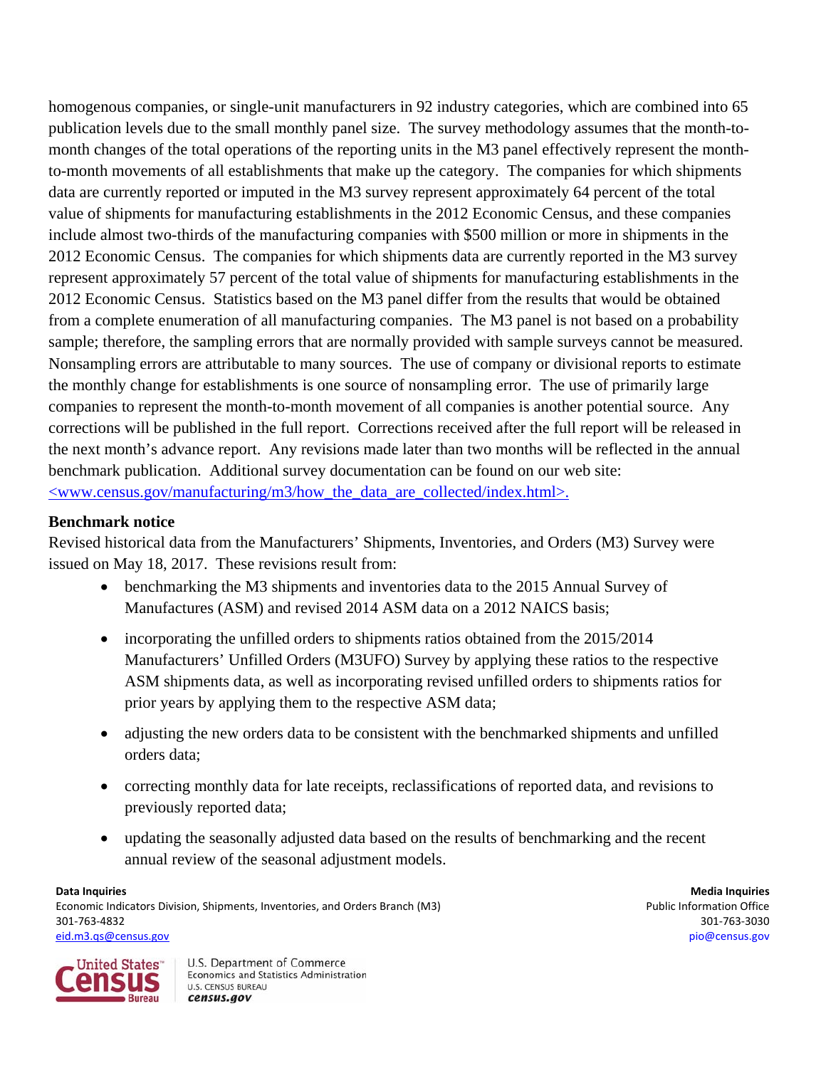homogenous companies, or single-unit manufacturers in 92 industry categories, which are combined into 65 publication levels due to the small monthly panel size. The survey methodology assumes that the month-to-month changes of the total operations of the reporting units in the M3 panel effectively represent the month-to-month movements of all establishments that make up the category. The companies for which shipments data are currently reported or imputed in the M3 survey represent approximately 64 percent of the total value of shipments for manufacturing establishments in the 2012 Economic Census, and these companies include almost two-thirds of the manufacturing companies with $500 million or more in shipments in the 2012 Economic Census. The companies for which shipments data are currently reported in the M3 survey represent approximately 57 percent of the total value of shipments for manufacturing establishments in the 2012 Economic Census. Statistics based on the M3 panel differ from the results that would be obtained from a complete enumeration of all manufacturing companies. The M3 panel is not based on a probability sample; therefore, the sampling errors that are normally provided with sample surveys cannot be measured. Nonsampling errors are attributable to many sources. The use of company or divisional reports to estimate the monthly change for establishments is one source of nonsampling error. The use of primarily large companies to represent the month-to-month movement of all companies is another potential source. Any corrections will be published in the full report. Corrections received after the full report will be released in the next month's advance report. Any revisions made later than two months will be reflected in the annual benchmark publication. Additional survey documentation can be found on our web site: <www.census.gov/manufacturing/m3/how_the_data_are_collected/index.html>.

**Benchmark notice**

Revised historical data from the Manufacturers' Shipments, Inventories, and Orders (M3) Survey were issued on May 18, 2017. These revisions result from:

- benchmarking the M3 shipments and inventories data to the 2015 Annual Survey of Manufactures (ASM) and revised 2014 ASM data on a 2012 NAICS basis;
- incorporating the unfilled orders to shipments ratios obtained from the 2015/2014 Manufacturers' Unfilled Orders (M3UFO) Survey by applying these ratios to the respective ASM shipments data, as well as incorporating revised unfilled orders to shipments ratios for prior years by applying them to the respective ASM data;
- adjusting the new orders data to be consistent with the benchmarked shipments and unfilled orders data;
- correcting monthly data for late receipts, reclassifications of reported data, and revisions to previously reported data;
- updating the seasonally adjusted data based on the results of benchmarking and the recent annual review of the seasonal adjustment models.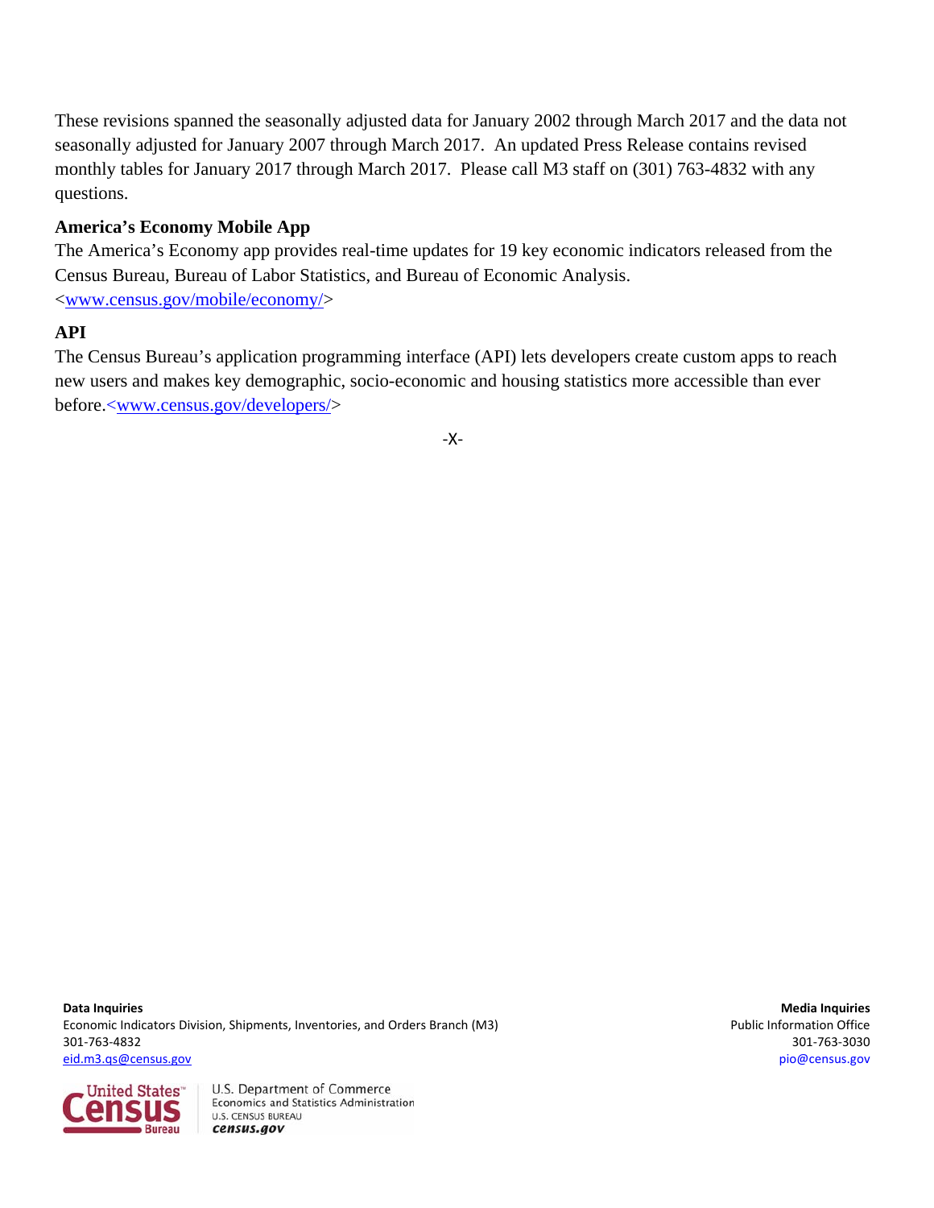These revisions spanned the seasonally adjusted data for January 2002 through March 2017 and the data not seasonally adjusted for January 2007 through March 2017. An updated Press Release contains revised monthly tables for January 2017 through March 2017. Please call M3 staff on (301) 763-4832 with any questions.

### America's Economy Mobile App

The America's Economy app provides real-time updates for 19 key economic indicators released from the Census Bureau, Bureau of Labor Statistics, and Bureau of Economic Analysis. <www.census.gov/mobile/economy/>

### API

The Census Bureau's application programming interface (API) lets developers create custom apps to reach new users and makes key demographic, socio-economic and housing statistics more accessible than ever before.<www.census.gov/developers/>

-X-

**Data Inquiries**
Economic Indicators Division, Shipments, Inventories, and Orders Branch (M3)
301-763-4832
eid.m3.qs@census.gov

**Media Inquiries**
Public Information Office
301-763-3030
pio@census.gov

United States Census Bureau
U.S. Department of Commerce
Economics and Statistics Administration
U.S. CENSUS BUREAU
census.gov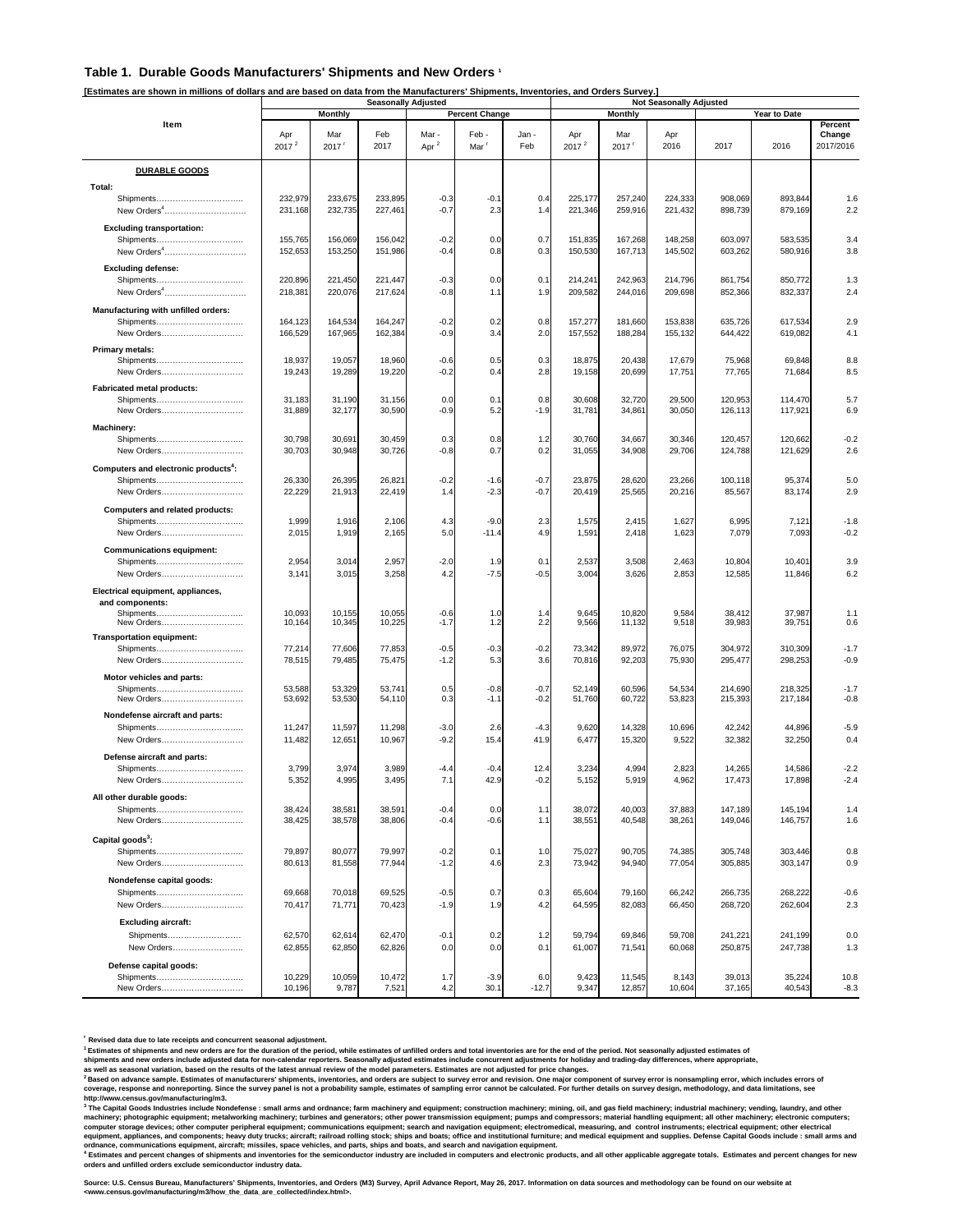## Table 1. Durable Goods Manufacturers' Shipments and New Orders [1]

[Estimates are shown in millions of dollars and are based on data from the Manufacturers' Shipments, Inventories, and Orders Survey.]

| Item | Seasonally Adjusted | | | | | | Not Seasonally Adjusted | | | | | |
|---|---|---|---|---|---|---|---|---|---|---|---|---|
| | Monthly | | | Percent Change | | | Monthly | | | Year to Date | | |
| | Apr 2017 [2] | Mar 2017 [r] | Feb 2017 | Mar - Apr [2] | Feb - Mar [r] | Jan - Feb | Apr 2017 [2] | Mar 2017 [r] | Apr 2016 | 2017 | 2016 | Percent Change 2017/2016 |
| **DURABLE GOODS** | | | | | | | | | | | | |
| **Total:** | | | | | | | | | | | | |
| Shipments | 232,979 | 233,675 | 233,895 | -0.3 | -0.1 | 0.4 | 225,177 | 257,240 | 224,333 | 908,069 | 893,844 | 1.6 |
| New Orders[4] | 231,168 | 232,735 | 227,461 | -0.7 | 2.3 | 1.4 | 221,346 | 259,916 | 221,432 | 898,739 | 879,169 | 2.2 |
| **Excluding transportation:** | | | | | | | | | | | | |
| Shipments | 155,765 | 156,069 | 156,042 | -0.2 | 0.0 | 0.7 | 151,835 | 167,268 | 148,258 | 603,097 | 583,535 | 3.4 |
| New Orders[4] | 152,653 | 153,250 | 151,986 | -0.4 | 0.8 | 0.3 | 150,530 | 167,713 | 145,502 | 603,262 | 580,916 | 3.8 |
| **Excluding defense:** | | | | | | | | | | | | |
| Shipments | 220,896 | 221,450 | 221,447 | -0.3 | 0.0 | 0.1 | 214,241 | 242,963 | 214,796 | 861,754 | 850,772 | 1.3 |
| New Orders[4] | 218,381 | 220,076 | 217,624 | -0.8 | 1.1 | 1.9 | 209,582 | 244,016 | 209,698 | 852,366 | 832,337 | 2.4 |
| **Manufacturing with unfilled orders:** | | | | | | | | | | | | |
| Shipments | 164,123 | 164,534 | 164,247 | -0.2 | 0.2 | 0.8 | 157,277 | 181,660 | 153,838 | 635,726 | 617,534 | 2.9 |
| New Orders | 166,529 | 167,965 | 162,384 | -0.9 | 3.4 | 2.0 | 157,552 | 188,284 | 155,132 | 644,422 | 619,082 | 4.1 |
| **Primary metals:** | | | | | | | | | | | | |
| Shipments | 18,937 | 19,057 | 18,960 | -0.6 | 0.5 | 0.3 | 18,875 | 20,438 | 17,679 | 75,968 | 69,848 | 8.8 |
| New Orders | 19,243 | 19,289 | 19,220 | -0.2 | 0.4 | 2.8 | 19,158 | 20,699 | 17,751 | 77,765 | 71,684 | 8.5 |
| **Fabricated metal products:** | | | | | | | | | | | | |
| Shipments | 31,183 | 31,190 | 31,156 | 0.0 | 0.1 | 0.8 | 30,608 | 32,720 | 29,500 | 120,953 | 114,470 | 5.7 |
| New Orders | 31,889 | 32,177 | 30,590 | -0.9 | 5.2 | -1.9 | 31,781 | 34,861 | 30,050 | 126,113 | 117,921 | 6.9 |
| **Machinery:** | | | | | | | | | | | | |
| Shipments | 30,798 | 30,691 | 30,459 | 0.3 | 0.8 | 1.2 | 30,760 | 34,667 | 30,346 | 120,457 | 120,662 | -0.2 |
| New Orders | 30,703 | 30,948 | 30,726 | -0.8 | 0.7 | 0.2 | 31,055 | 34,908 | 29,706 | 124,788 | 121,629 | 2.6 |
| **Computers and electronic products[4]:** | | | | | | | | | | | | |
| Shipments | 26,330 | 26,395 | 26,821 | -0.2 | -1.6 | -0.7 | 23,875 | 28,620 | 23,266 | 100,118 | 95,374 | 5.0 |
| New Orders | 22,229 | 21,913 | 22,419 | 1.4 | -2.3 | -0.7 | 20,419 | 25,565 | 20,216 | 85,567 | 83,174 | 2.9 |
| **Computers and related products:** | | | | | | | | | | | | |
| Shipments | 1,999 | 1,916 | 2,106 | 4.3 | -9.0 | 2.3 | 1,575 | 2,415 | 1,627 | 6,995 | 7,121 | -1.8 |
| New Orders | 2,015 | 1,919 | 2,165 | 5.0 | -11.4 | 4.9 | 1,591 | 2,418 | 1,623 | 7,079 | 7,093 | -0.2 |
| **Communications equipment:** | | | | | | | | | | | | |
| Shipments | 2,954 | 3,014 | 2,957 | -2.0 | 1.9 | 0.1 | 2,537 | 3,508 | 2,463 | 10,804 | 10,401 | 3.9 |
| New Orders | 3,141 | 3,015 | 3,258 | 4.2 | -7.5 | -0.5 | 3,004 | 3,626 | 2,853 | 12,585 | 11,846 | 6.2 |
| **Electrical equipment, appliances, and components:** | | | | | | | | | | | | |
| Shipments | 10,093 | 10,155 | 10,055 | -0.6 | 1.0 | 1.4 | 9,645 | 10,820 | 9,584 | 38,412 | 37,987 | 1.1 |
| New Orders | 10,164 | 10,345 | 10,225 | -1.7 | 1.2 | 2.2 | 9,566 | 11,132 | 9,518 | 39,983 | 39,751 | 0.6 |
| **Transportation equipment:** | | | | | | | | | | | | |
| Shipments | 77,214 | 77,606 | 77,853 | -0.5 | -0.3 | -0.2 | 73,342 | 89,972 | 76,075 | 304,972 | 310,309 | -1.7 |
| New Orders | 78,515 | 79,485 | 75,475 | -1.2 | 5.3 | 3.6 | 70,816 | 92,203 | 75,930 | 295,477 | 298,253 | -0.9 |
| **Motor vehicles and parts:** | | | | | | | | | | | | |
| Shipments | 53,588 | 53,329 | 53,741 | 0.5 | -0.8 | -0.7 | 52,149 | 60,596 | 54,534 | 214,690 | 218,325 | -1.7 |
| New Orders | 53,692 | 53,530 | 54,110 | 0.3 | -1.1 | -0.2 | 51,760 | 60,722 | 53,823 | 215,393 | 217,184 | -0.8 |
| **Nondefense aircraft and parts:** | | | | | | | | | | | | |
| Shipments | 11,247 | 11,597 | 11,298 | -3.0 | 2.6 | -4.3 | 9,620 | 14,328 | 10,696 | 42,242 | 44,896 | -5.9 |
| New Orders | 11,482 | 12,651 | 10,967 | -9.2 | 15.4 | 41.9 | 6,477 | 15,320 | 9,522 | 32,382 | 32,250 | 0.4 |
| **Defense aircraft and parts:** | | | | | | | | | | | | |
| Shipments | 3,799 | 3,974 | 3,989 | -4.4 | -0.4 | 12.4 | 3,234 | 4,994 | 2,823 | 14,265 | 14,586 | -2.2 |
| New Orders | 5,352 | 4,995 | 3,495 | 7.1 | 42.9 | -0.2 | 5,152 | 5,919 | 4,962 | 17,473 | 17,898 | -2.4 |
| **All other durable goods:** | | | | | | | | | | | | |
| Shipments | 38,424 | 38,581 | 38,591 | -0.4 | 0.0 | 1.1 | 38,072 | 40,003 | 37,883 | 147,189 | 145,194 | 1.4 |
| New Orders | 38,425 | 38,578 | 38,806 | -0.4 | -0.6 | 1.1 | 38,551 | 40,548 | 38,261 | 149,046 | 146,757 | 1.6 |
| **Capital goods[3]:** | | | | | | | | | | | | |
| Shipments | 79,897 | 80,077 | 79,997 | -0.2 | 0.1 | 1.0 | 75,027 | 90,705 | 74,385 | 305,748 | 303,446 | 0.8 |
| New Orders | 80,613 | 81,558 | 77,944 | -1.2 | 4.6 | 2.3 | 73,942 | 94,940 | 77,054 | 305,885 | 303,147 | 0.9 |
| **Nondefense capital goods:** | | | | | | | | | | | | |
| Shipments | 69,668 | 70,018 | 69,525 | -0.5 | 0.7 | 0.3 | 65,604 | 79,160 | 66,242 | 266,735 | 268,222 | -0.6 |
| New Orders | 70,417 | 71,771 | 70,423 | -1.9 | 1.9 | 4.2 | 64,595 | 82,083 | 66,450 | 268,720 | 262,604 | 2.3 |
| **Excluding aircraft:** | | | | | | | | | | | | |
| Shipments | 62,570 | 62,614 | 62,470 | -0.1 | 0.2 | 1.2 | 59,794 | 69,846 | 59,708 | 241,221 | 241,199 | 0.0 |
| New Orders | 62,855 | 62,850 | 62,826 | 0.0 | 0.0 | 0.1 | 61,007 | 71,541 | 60,068 | 250,875 | 247,738 | 1.3 |
| **Defense capital goods:** | | | | | | | | | | | | |
| Shipments | 10,229 | 10,059 | 10,472 | 1.7 | -3.9 | 6.0 | 9,423 | 11,545 | 8,143 | 39,013 | 35,224 | 10.8 |
| New Orders | 10,196 | 9,787 | 7,521 | 4.2 | 30.1 | -12.7 | 9,347 | 12,857 | 10,604 | 37,165 | 40,543 | -8.3 |

[r] Revised data due to late receipts and concurrent seasonal adjustment.

[1] Estimates of shipments and new orders are for the duration of the period, while estimates of unfilled orders and total inventories are for the end of the period. Not seasonally adjusted estimates of shipments and new orders include adjusted data for non-calendar reporters. Seasonally adjusted estimates include concurrent adjustments for holiday and trading-day differences, where appropriate, as well as seasonal variation, based on the results of the latest annual review of the model parameters. Estimates are not adjusted for price changes.

[2] Based on advance sample. Estimates of manufacturers' shipments, inventories, and orders are subject to survey error and revision. One major component of survey error is nonsampling error, which includes errors of coverage, response and nonreporting. Since the survey panel is not a probability sample, estimates of sampling error cannot be calculated. For further details on survey design, methodology, and data limitations, see http://www.census.gov/manufacturing/m3.

[3] The Capital Goods Industries include Nondefense : small arms and ordnance; farm machinery and equipment; construction machinery; mining, oil, and gas field machinery; industrial machinery; vending, laundry, and other machinery; photographic equipment; metalworking machinery; turbines and generators; other power transmission equipment; pumps and compressors; material handling equipment; all other machinery; electronic computers; computer storage devices; other computer peripheral equipment; communications equipment; search and navigation equipment; electromedical, measuring, and control instruments; electrical equipment; other electrical equipment, appliances, and components; heavy duty trucks; aircraft; railroad rolling stock; ships and boats; office and institutional furniture; and medical equipment and supplies. Defense Capital Goods include : small arms and ordnance, communications equipment, aircraft; missiles, space vehicles, and parts, ships and boats, and search and navigation equipment.

[4] Estimates and percent changes of shipments and inventories for the semiconductor industry are included in computers and electronic products, and all other applicable aggregate totals. Estimates and percent changes for new orders and unfilled orders exclude semiconductor industry data.

Source: U.S. Census Bureau, Manufacturers' Shipments, Inventories, and Orders (M3) Survey, April Advance Report, May 26, 2017. Information on data sources and methodology can be found on our website at <www.census.gov/manufacturing/m3/how_the_data_are_collected/index.html>.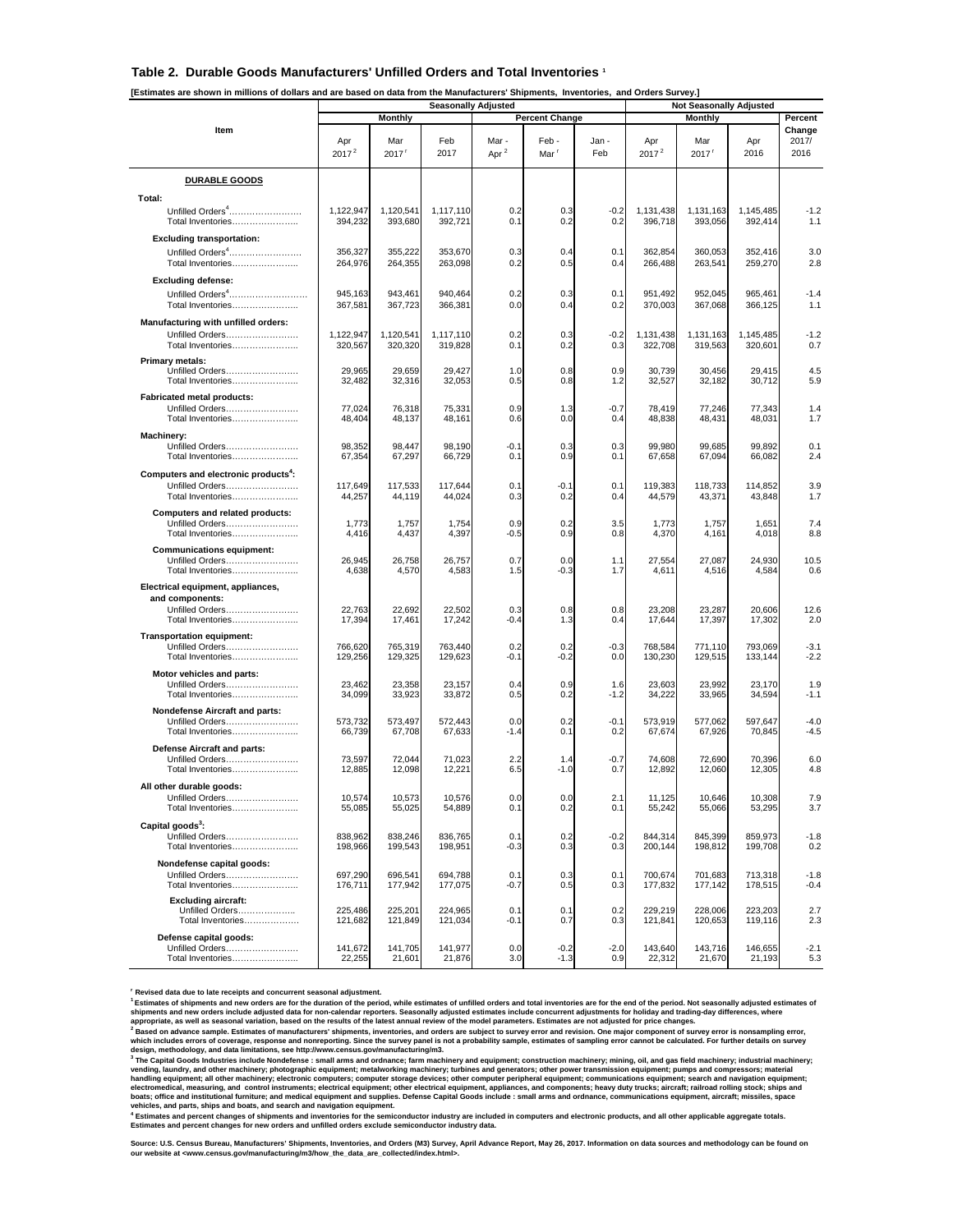### Table 2. Durable Goods Manufacturers' Unfilled Orders and Total Inventories [1]

[Estimates are shown in millions of dollars and are based on data from the Manufacturers' Shipments, Inventories, and Orders Survey.]

| Item | Seasonally Adjusted | | | | | | Not Seasonally Adjusted | | | |
|---|---|---|---|---|---|---|---|---|---|---|
| | Monthly | | | Percent Change | | | Monthly | | | Percent Change |
| | Apr 2017 [2] | Mar 2017 [r] | Feb 2017 | Mar - Apr [2] | Feb - Mar [r] | Jan - Feb | Apr 2017 [2] | Mar 2017 [r] | Apr 2016 | 2017/ 2016 |
| **DURABLE GOODS** | | | | | | | | | | |
| **Total:** | | | | | | | | | | |
| Unfilled Orders[4] | 1,122,947 | 1,120,541 | 1,117,110 | 0.2 | 0.3 | -0.2 | 1,131,438 | 1,131,163 | 1,145,485 | -1.2 |
| Total Inventories | 394,232 | 393,680 | 392,721 | 0.1 | 0.2 | 0.2 | 396,718 | 393,056 | 392,414 | 1.1 |
| **Excluding transportation:** | | | | | | | | | | |
| Unfilled Orders[4] | 356,327 | 355,222 | 353,670 | 0.3 | 0.4 | 0.1 | 362,854 | 360,053 | 352,416 | 3.0 |
| Total Inventories | 264,976 | 264,355 | 263,098 | 0.2 | 0.5 | 0.4 | 266,488 | 263,541 | 259,270 | 2.8 |
| **Excluding defense:** | | | | | | | | | | |
| Unfilled Orders[4] | 945,163 | 943,461 | 940,464 | 0.2 | 0.3 | 0.1 | 951,492 | 952,045 | 965,461 | -1.4 |
| Total Inventories | 367,581 | 367,723 | 366,381 | 0.0 | 0.4 | 0.2 | 370,003 | 367,068 | 366,125 | 1.1 |
| **Manufacturing with unfilled orders:** | | | | | | | | | | |
| Unfilled Orders | 1,122,947 | 1,120,541 | 1,117,110 | 0.2 | 0.3 | -0.2 | 1,131,438 | 1,131,163 | 1,145,485 | -1.2 |
| Total Inventories | 320,567 | 320,320 | 319,828 | 0.1 | 0.2 | 0.3 | 322,708 | 319,563 | 320,601 | 0.7 |
| **Primary metals:** | | | | | | | | | | |
| Unfilled Orders | 29,965 | 29,659 | 29,427 | 1.0 | 0.8 | 0.9 | 30,739 | 30,456 | 29,415 | 4.5 |
| Total Inventories | 32,482 | 32,316 | 32,053 | 0.5 | 0.8 | 1.2 | 32,527 | 32,182 | 30,712 | 5.9 |
| **Fabricated metal products:** | | | | | | | | | | |
| Unfilled Orders | 77,024 | 76,318 | 75,331 | 0.9 | 1.3 | -0.7 | 78,419 | 77,246 | 77,343 | 1.4 |
| Total Inventories | 48,404 | 48,137 | 48,161 | 0.6 | 0.0 | 0.4 | 48,838 | 48,431 | 48,031 | 1.7 |
| **Machinery:** | | | | | | | | | | |
| Unfilled Orders | 98,352 | 98,447 | 98,190 | -0.1 | 0.3 | 0.3 | 99,980 | 99,685 | 99,892 | 0.1 |
| Total Inventories | 67,354 | 67,297 | 66,729 | 0.1 | 0.9 | 0.1 | 67,658 | 67,094 | 66,082 | 2.4 |
| **Computers and electronic products[4]:** | | | | | | | | | | |
| Unfilled Orders | 117,649 | 117,533 | 117,644 | 0.1 | -0.1 | 0.1 | 119,383 | 118,733 | 114,852 | 3.9 |
| Total Inventories | 44,257 | 44,119 | 44,024 | 0.3 | 0.2 | 0.4 | 44,579 | 43,371 | 43,848 | 1.7 |
| **Computers and related products:** | | | | | | | | | | |
| Unfilled Orders | 1,773 | 1,757 | 1,754 | 0.9 | 0.2 | 3.5 | 1,773 | 1,757 | 1,651 | 7.4 |
| Total Inventories | 4,416 | 4,437 | 4,397 | -0.5 | 0.9 | 0.8 | 4,370 | 4,161 | 4,018 | 8.8 |
| **Communications equipment:** | | | | | | | | | | |
| Unfilled Orders | 26,945 | 26,758 | 26,757 | 0.7 | 0.0 | 1.1 | 27,554 | 27,087 | 24,930 | 10.5 |
| Total Inventories | 4,638 | 4,570 | 4,583 | 1.5 | -0.3 | 1.7 | 4,611 | 4,516 | 4,584 | 0.6 |
| **Electrical equipment, appliances, and components:** | | | | | | | | | | |
| Unfilled Orders | 22,763 | 22,692 | 22,502 | 0.3 | 0.8 | 0.8 | 23,208 | 23,287 | 20,606 | 12.6 |
| Total Inventories | 17,394 | 17,461 | 17,242 | -0.4 | 1.3 | 0.4 | 17,644 | 17,397 | 17,302 | 2.0 |
| **Transportation equipment:** | | | | | | | | | | |
| Unfilled Orders | 766,620 | 765,319 | 763,440 | 0.2 | 0.2 | -0.3 | 768,584 | 771,110 | 793,069 | -3.1 |
| Total Inventories | 129,256 | 129,325 | 129,623 | -0.1 | -0.2 | 0.0 | 130,230 | 129,515 | 133,144 | -2.2 |
| **Motor vehicles and parts:** | | | | | | | | | | |
| Unfilled Orders | 23,462 | 23,358 | 23,157 | 0.4 | 0.9 | 1.6 | 23,603 | 23,992 | 23,170 | 1.9 |
| Total Inventories | 34,099 | 33,923 | 33,872 | 0.5 | 0.2 | -1.2 | 34,222 | 33,965 | 34,594 | -1.1 |
| **Nondefense Aircraft and parts:** | | | | | | | | | | |
| Unfilled Orders | 573,732 | 573,497 | 572,443 | 0.0 | 0.2 | -0.1 | 573,919 | 577,062 | 597,647 | -4.0 |
| Total Inventories | 66,739 | 67,708 | 67,633 | -1.4 | 0.1 | 0.2 | 67,674 | 67,926 | 70,845 | -4.5 |
| **Defense Aircraft and parts:** | | | | | | | | | | |
| Unfilled Orders | 73,597 | 72,044 | 71,023 | 2.2 | 1.4 | -0.7 | 74,608 | 72,690 | 70,396 | 6.0 |
| Total Inventories | 12,885 | 12,098 | 12,221 | 6.5 | -1.0 | 0.7 | 12,892 | 12,060 | 12,305 | 4.8 |
| **All other durable goods:** | | | | | | | | | | |
| Unfilled Orders | 10,574 | 10,573 | 10,576 | 0.0 | 0.0 | 2.1 | 11,125 | 10,646 | 10,308 | 7.9 |
| Total Inventories | 55,085 | 55,025 | 54,889 | 0.1 | 0.2 | 0.1 | 55,242 | 55,066 | 53,295 | 3.7 |
| **Capital goods[3]:** | | | | | | | | | | |
| Unfilled Orders | 838,962 | 838,246 | 836,765 | 0.1 | 0.2 | -0.2 | 844,314 | 845,399 | 859,973 | -1.8 |
| Total Inventories | 198,966 | 199,543 | 198,951 | -0.3 | 0.3 | 0.3 | 200,144 | 198,812 | 199,708 | 0.2 |
| **Nondefense capital goods:** | | | | | | | | | | |
| Unfilled Orders | 697,290 | 696,541 | 694,788 | 0.1 | 0.3 | 0.1 | 700,674 | 701,683 | 713,318 | -1.8 |
| Total Inventories | 176,711 | 177,942 | 177,075 | -0.7 | 0.5 | 0.3 | 177,832 | 177,142 | 178,515 | -0.4 |
| **Excluding aircraft:** | | | | | | | | | | |
| Unfilled Orders | 225,486 | 225,201 | 224,965 | 0.1 | 0.1 | 0.2 | 229,219 | 228,006 | 223,203 | 2.7 |
| Total Inventories | 121,682 | 121,849 | 121,034 | -0.1 | 0.7 | 0.3 | 121,841 | 120,653 | 119,116 | 2.3 |
| **Defense capital goods:** | | | | | | | | | | |
| Unfilled Orders | 141,672 | 141,705 | 141,977 | 0.0 | -0.2 | -2.0 | 143,640 | 143,716 | 146,655 | -2.1 |
| Total Inventories | 22,255 | 21,601 | 21,876 | 3.0 | -1.3 | 0.9 | 22,312 | 21,670 | 21,193 | 5.3 |

[r] Revised data due to late receipts and concurrent seasonal adjustment.

[1] Estimates of shipments and new orders are for the duration of the period, while estimates of unfilled orders and total inventories are for the end of the period. Not seasonally adjusted estimates of shipments and new orders include adjusted data for non-calendar reporters. Seasonally adjusted estimates include concurrent adjustments for holiday and trading-day differences, where appropriate, as well as seasonal variation, based on the results of the latest annual review of the model parameters. Estimates are not adjusted for price changes.

[2] Based on advance sample. Estimates of manufacturers' shipments, inventories, and orders are subject to survey error and revision. One major component of survey error is nonsampling error, which includes errors of coverage, response and nonreporting. Since the survey panel is not a probability sample, estimates of sampling error cannot be calculated. For further details on survey design, methodology, and data limitations, see http://www.census.gov/manufacturing/m3.

[3] The Capital Goods Industries include Nondefense : small arms and ordnance; farm machinery and equipment; construction machinery; mining, oil, and gas field machinery; industrial machinery; vending, laundry, and other machinery; photographic equipment; metalworking machinery; turbines and generators; other power transmission equipment; pumps and compressors; material handling equipment; all other machinery; electronic computers; computer storage devices; other computer peripheral equipment; communications equipment; search and navigation equipment; electromedical, measuring, and control instruments; electrical equipment; other electrical equipment, appliances, and components; heavy duty trucks; aircraft; railroad rolling stock; ships and boats; office and institutional furniture; and medical equipment and supplies. Defense Capital Goods include : small arms and ordnance, communications equipment, aircraft; missiles, space vehicles, and parts, ships and boats, and search and navigation equipment.

[4] Estimates and percent changes of shipments and inventories for the semiconductor industry are included in computers and electronic products, and all other applicable aggregate totals. Estimates and percent changes for new orders and unfilled orders exclude semiconductor industry data.

Source: U.S. Census Bureau, Manufacturers' Shipments, Inventories, and Orders (M3) Survey, April Advance Report, May 26, 2017. Information on data sources and methodology can be found on our website at <www.census.gov/manufacturing/m3/how_the_data_are_collected/index.html>.